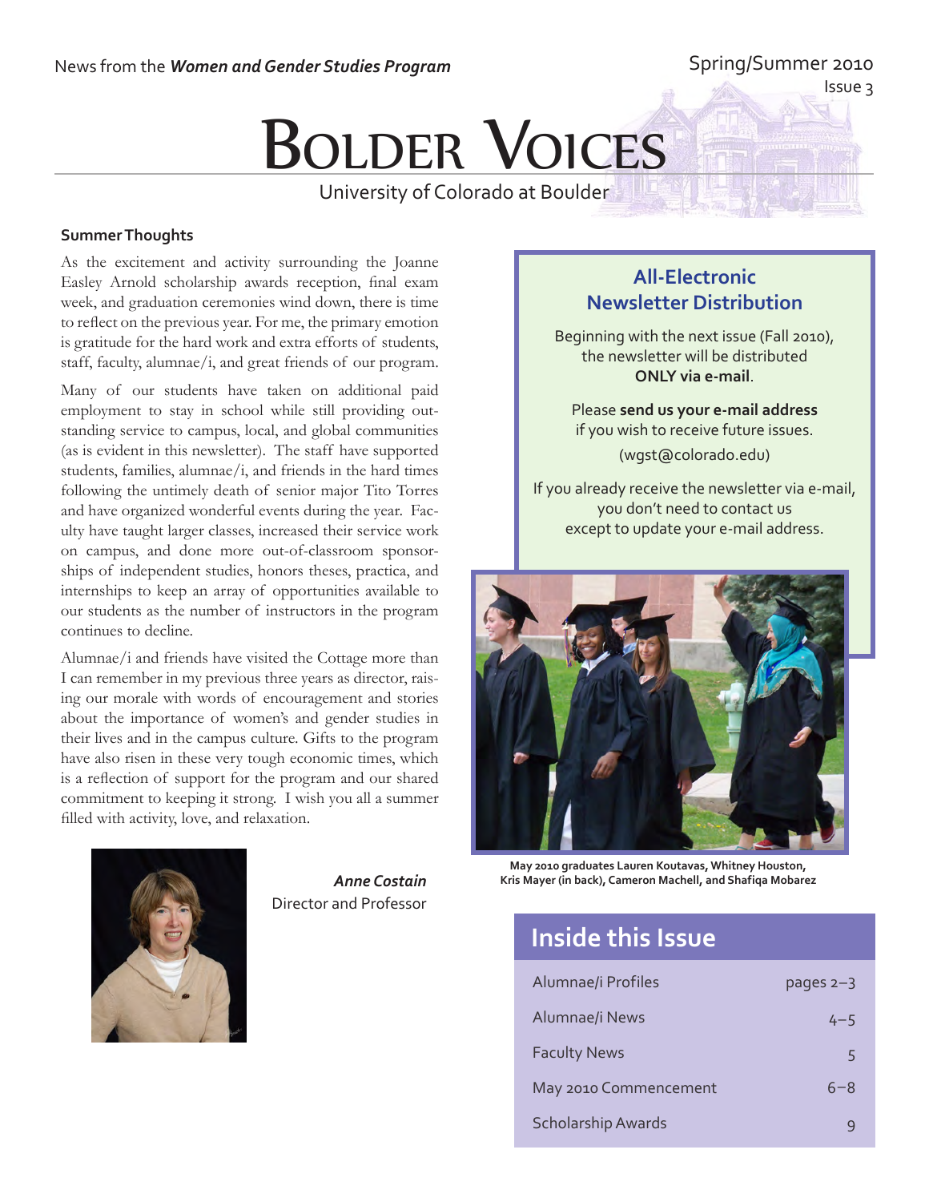News from the ***Women and Gender Studies Program***

Spring/Summer 2010

Issue 3

# Bolder Voices

University of Colorado at Boulder

### Summer Thoughts

As the excitement and activity surrounding the Joanne Easley Arnold scholarship awards reception, final exam week, and graduation ceremonies wind down, there is time to reflect on the previous year. For me, the primary emotion is gratitude for the hard work and extra efforts of students, staff, faculty, alumnae/i, and great friends of our program.

Many of our students have taken on additional paid employment to stay in school while still providing outstanding service to campus, local, and global communities (as is evident in this newsletter). The staff have supported students, families, alumnae/i, and friends in the hard times following the untimely death of senior major Tito Torres and have organized wonderful events during the year. Faculty have taught larger classes, increased their service work on campus, and done more out-of-classroom sponsorships of independent studies, honors theses, practica, and internships to keep an array of opportunities available to our students as the number of instructors in the program continues to decline.

Alumnae/i and friends have visited the Cottage more than I can remember in my previous three years as director, raising our morale with words of encouragement and stories about the importance of women's and gender studies in their lives and in the campus culture. Gifts to the program have also risen in these very tough economic times, which is a reflection of support for the program and our shared commitment to keeping it strong. I wish you all a summer filled with activity, love, and relaxation.

***Anne Costain***
Director and Professor

### All-Electronic Newsletter Distribution

Beginning with the next issue (Fall 2010), the newsletter will be distributed **ONLY via e-mail**.

Please **send us your e-mail address** if you wish to receive future issues.
(wgst@colorado.edu)

If you already receive the newsletter via e-mail, you don't need to contact us except to update your e-mail address.

**May 2010 graduates Lauren Koutavas, Whitney Houston, Kris Mayer (in back), Cameron Machell, and Shafiqa Mobarez**

## Inside this Issue

| | |
|---|---|
| Alumnae/i Profiles | pages 2–3 |
| Alumnae/i News | 4–5 |
| Faculty News | 5 |
| May 2010 Commencement | 6–8 |
| Scholarship Awards | 9 |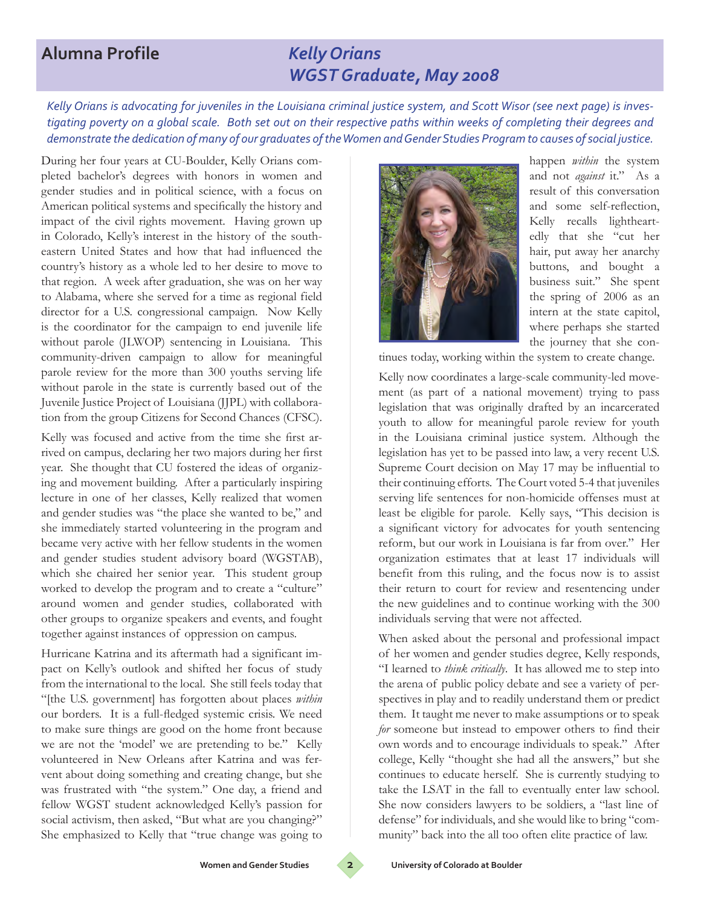# Alumna Profile

## *Kelly Orians*
## *WGST Graduate, May 2008*

*Kelly Orians is advocating for juveniles in the Louisiana criminal justice system, and Scott Wisor (see next page) is investigating poverty on a global scale. Both set out on their respective paths within weeks of completing their degrees and demonstrate the dedication of many of our graduates of the Women and Gender Studies Program to causes of social justice.*

During her four years at CU-Boulder, Kelly Orians completed bachelor's degrees with honors in women and gender studies and in political science, with a focus on American political systems and specifically the history and impact of the civil rights movement. Having grown up in Colorado, Kelly's interest in the history of the southeastern United States and how that had influenced the country's history as a whole led to her desire to move to that region. A week after graduation, she was on her way to Alabama, where she served for a time as regional field director for a U.S. congressional campaign. Now Kelly is the coordinator for the campaign to end juvenile life without parole (JLWOP) sentencing in Louisiana. This community-driven campaign to allow for meaningful parole review for the more than 300 youths serving life without parole in the state is currently based out of the Juvenile Justice Project of Louisiana (JJPL) with collaboration from the group Citizens for Second Chances (CFSC).

Kelly was focused and active from the time she first arrived on campus, declaring her two majors during her first year. She thought that CU fostered the ideas of organizing and movement building. After a particularly inspiring lecture in one of her classes, Kelly realized that women and gender studies was "the place she wanted to be," and she immediately started volunteering in the program and became very active with her fellow students in the women and gender studies student advisory board (WGSTAB), which she chaired her senior year. This student group worked to develop the program and to create a "culture" around women and gender studies, collaborated with other groups to organize speakers and events, and fought together against instances of oppression on campus.

Hurricane Katrina and its aftermath had a significant impact on Kelly's outlook and shifted her focus of study from the international to the local. She still feels today that "[the U.S. government] has forgotten about places *within* our borders. It is a full-fledged systemic crisis. We need to make sure things are good on the home front because we are not the 'model' we are pretending to be." Kelly volunteered in New Orleans after Katrina and was fervent about doing something and creating change, but she was frustrated with "the system." One day, a friend and fellow WGST student acknowledged Kelly's passion for social activism, then asked, "But what are you changing?" She emphasized to Kelly that "true change was going to happen *within* the system and not *against* it." As a result of this conversation and some self-reflection, Kelly recalls lightheartedly that she "cut her hair, put away her anarchy buttons, and bought a business suit." She spent the spring of 2006 as an intern at the state capitol, where perhaps she started the journey that she continues today, working within the system to create change.

Kelly now coordinates a large-scale community-led movement (as part of a national movement) trying to pass legislation that was originally drafted by an incarcerated youth to allow for meaningful parole review for youth in the Louisiana criminal justice system. Although the legislation has yet to be passed into law, a very recent U.S. Supreme Court decision on May 17 may be influential to their continuing efforts. The Court voted 5-4 that juveniles serving life sentences for non-homicide offenses must at least be eligible for parole. Kelly says, "This decision is a significant victory for advocates for youth sentencing reform, but our work in Louisiana is far from over." Her organization estimates that at least 17 individuals will benefit from this ruling, and the focus now is to assist their return to court for review and resentencing under the new guidelines and to continue working with the 300 individuals serving that were not affected.

When asked about the personal and professional impact of her women and gender studies degree, Kelly responds, "I learned to *think critically*. It has allowed me to step into the arena of public policy debate and see a variety of perspectives in play and to readily understand them or predict them. It taught me never to make assumptions or to speak *for* someone but instead to empower others to find their own words and to encourage individuals to speak." After college, Kelly "thought she had all the answers," but she continues to educate herself. She is currently studying to take the LSAT in the fall to eventually enter law school. She now considers lawyers to be soldiers, a "last line of defense" for individuals, and she would like to bring "community" back into the all too often elite practice of law.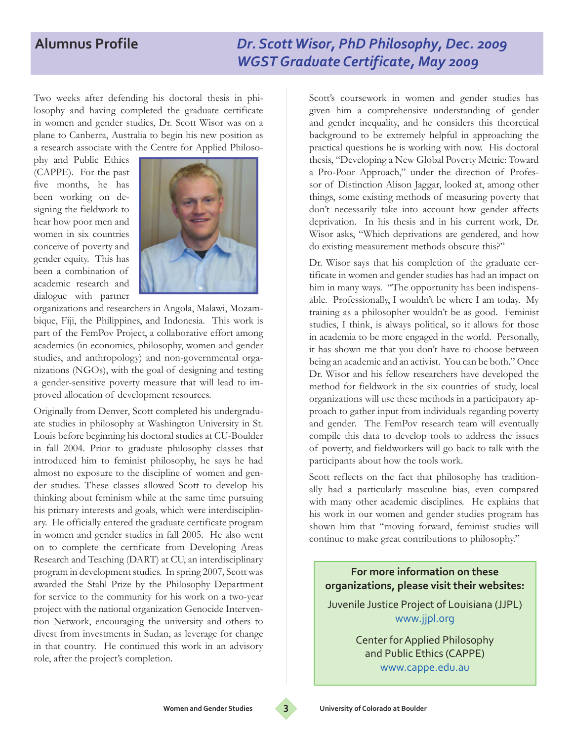## Alumnus Profile

### *Dr. Scott Wisor, PhD Philosophy, Dec. 2009*
### *WGST Graduate Certificate, May 2009*

Two weeks after defending his doctoral thesis in philosophy and having completed the graduate certificate in women and gender studies, Dr. Scott Wisor was on a plane to Canberra, Australia to begin his new position as a research associate with the Centre for Applied Philosophy and Public Ethics (CAPPE). For the past five months, he has been working on designing the fieldwork to hear how poor men and women in six countries conceive of poverty and gender equity. This has been a combination of academic research and dialogue with partner organizations and researchers in Angola, Malawi, Mozambique, Fiji, the Philippines, and Indonesia. This work is part of the FemPov Project, a collaborative effort among academics (in economics, philosophy, women and gender studies, and anthropology) and non-governmental organizations (NGOs), with the goal of designing and testing a gender-sensitive poverty measure that will lead to improved allocation of development resources.

Originally from Denver, Scott completed his undergraduate studies in philosophy at Washington University in St. Louis before beginning his doctoral studies at CU-Boulder in fall 2004. Prior to graduate philosophy classes that introduced him to feminist philosophy, he says he had almost no exposure to the discipline of women and gender studies. These classes allowed Scott to develop his thinking about feminism while at the same time pursuing his primary interests and goals, which were interdisciplinary. He officially entered the graduate certificate program in women and gender studies in fall 2005. He also went on to complete the certificate from Developing Areas Research and Teaching (DART) at CU, an interdisciplinary program in development studies. In spring 2007, Scott was awarded the Stahl Prize by the Philosophy Department for service to the community for his work on a two-year project with the national organization Genocide Intervention Network, encouraging the university and others to divest from investments in Sudan, as leverage for change in that country. He continued this work in an advisory role, after the project's completion.

Scott's coursework in women and gender studies has given him a comprehensive understanding of gender and gender inequality, and he considers this theoretical background to be extremely helpful in approaching the practical questions he is working with now. His doctoral thesis, "Developing a New Global Poverty Metric: Toward a Pro-Poor Approach," under the direction of Professor of Distinction Alison Jaggar, looked at, among other things, some existing methods of measuring poverty that don't necessarily take into account how gender affects deprivation. In his thesis and in his current work, Dr. Wisor asks, "Which deprivations are gendered, and how do existing measurement methods obscure this?"

Dr. Wisor says that his completion of the graduate certificate in women and gender studies has had an impact on him in many ways. "The opportunity has been indispensable. Professionally, I wouldn't be where I am today. My training as a philosopher wouldn't be as good. Feminist studies, I think, is always political, so it allows for those in academia to be more engaged in the world. Personally, it has shown me that you don't have to choose between being an academic and an activist. You can be both." Once Dr. Wisor and his fellow researchers have developed the method for fieldwork in the six countries of study, local organizations will use these methods in a participatory approach to gather input from individuals regarding poverty and gender. The FemPov research team will eventually compile this data to develop tools to address the issues of poverty, and fieldworkers will go back to talk with the participants about how the tools work.

Scott reflects on the fact that philosophy has traditionally had a particularly masculine bias, even compared with many other academic disciplines. He explains that his work in our women and gender studies program has shown him that "moving forward, feminist studies will continue to make great contributions to philosophy."

**For more information on these organizations, please visit their websites:**

Juvenile Justice Project of Louisiana (JJPL)
www.jjpl.org

Center for Applied Philosophy and Public Ethics (CAPPE)
www.cappe.edu.au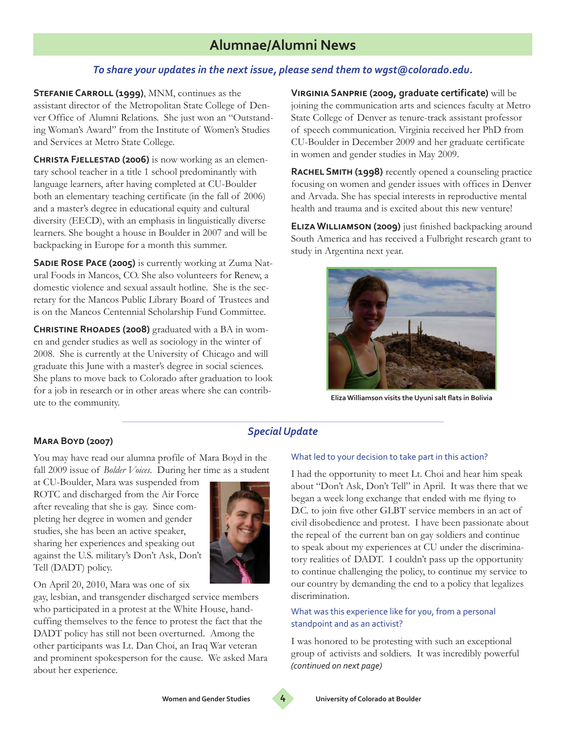# Alumnae/Alumni News

*To share your updates in the next issue, please send them to wgst@colorado.edu.*

**Stefanie Carroll (1999)**, MNM, continues as the assistant director of the Metropolitan State College of Denver Office of Alumni Relations. She just won an "Outstanding Woman's Award" from the Institute of Women's Studies and Services at Metro State College.

**Christa Fjellestad (2006)** is now working as an elementary school teacher in a title 1 school predominantly with language learners, after having completed at CU-Boulder both an elementary teaching certificate (in the fall of 2006) and a master's degree in educational equity and cultural diversity (EECD), with an emphasis in linguistically diverse learners. She bought a house in Boulder in 2007 and will be backpacking in Europe for a month this summer.

**Sadie Rose Pace (2005)** is currently working at Zuma Natural Foods in Mancos, CO. She also volunteers for Renew, a domestic violence and sexual assault hotline. She is the secretary for the Mancos Public Library Board of Trustees and is on the Mancos Centennial Scholarship Fund Committee.

**Christine Rhoades (2008)** graduated with a BA in women and gender studies as well as sociology in the winter of 2008. She is currently at the University of Chicago and will graduate this June with a master's degree in social sciences. She plans to move back to Colorado after graduation to look for a job in research or in other areas where she can contribute to the community.

**Virginia Sanprie (2009, graduate certificate)** will be joining the communication arts and sciences faculty at Metro State College of Denver as tenure-track assistant professor of speech communication. Virginia received her PhD from CU-Boulder in December 2009 and her graduate certificate in women and gender studies in May 2009.

**Rachel Smith (1998)** recently opened a counseling practice focusing on women and gender issues with offices in Denver and Arvada. She has special interests in reproductive mental health and trauma and is excited about this new venture!

**Eliza Williamson (2009)** just finished backpacking around South America and has received a Fulbright research grant to study in Argentina next year.

**Eliza Williamson visits the Uyuni salt flats in Bolivia**

## *Special Update*

### Mara Boyd (2007)

You may have read our alumna profile of Mara Boyd in the fall 2009 issue of *Bolder Voices*. During her time as a student at CU-Boulder, Mara was suspended from ROTC and discharged from the Air Force after revealing that she is gay. Since completing her degree in women and gender studies, she has been an active speaker, sharing her experiences and speaking out against the U.S. military's Don't Ask, Don't Tell (DADT) policy.

On April 20, 2010, Mara was one of six gay, lesbian, and transgender discharged service members who participated in a protest at the White House, handcuffing themselves to the fence to protest the fact that the DADT policy has still not been overturned. Among the other participants was Lt. Dan Choi, an Iraq War veteran and prominent spokesperson for the cause. We asked Mara about her experience.

What led to your decision to take part in this action?

I had the opportunity to meet Lt. Choi and hear him speak about "Don't Ask, Don't Tell" in April. It was there that we began a week long exchange that ended with me flying to D.C. to join five other GLBT service members in an act of civil disobedience and protest. I have been passionate about the repeal of the current ban on gay soldiers and continue to speak about my experiences at CU under the discriminatory realities of DADT. I couldn't pass up the opportunity to continue challenging the policy, to continue my service to our country by demanding the end to a policy that legalizes discrimination.

What was this experience like for you, from a personal standpoint and as an activist?

I was honored to be protesting with such an exceptional group of activists and soldiers. It was incredibly powerful *(continued on next page)*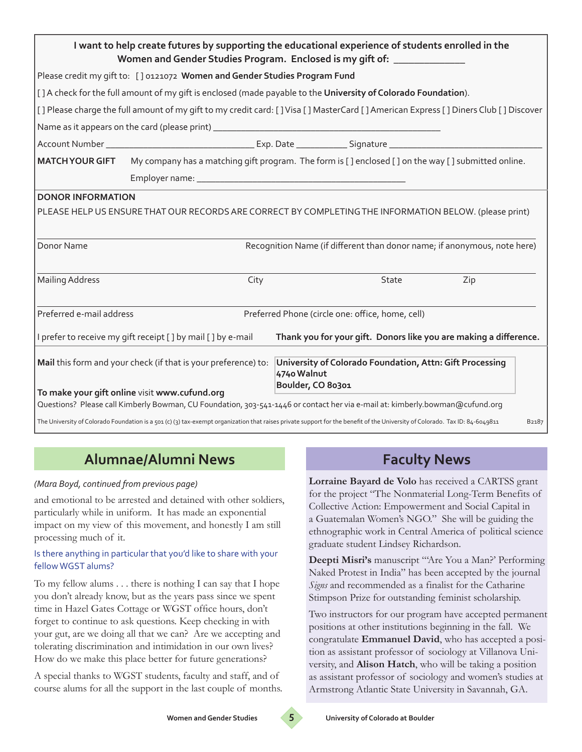**I want to help create futures by supporting the educational experience of students enrolled in the Women and Gender Studies Program. Enclosed is my gift of: _____________**

Please credit my gift to: [ ] 0121072 **Women and Gender Studies Program Fund**

[ ] A check for the full amount of my gift is enclosed (made payable to the **University of Colorado Foundation**).

[ ] Please charge the full amount of my gift to my credit card: [ ] Visa [ ] MasterCard [ ] American Express [ ] Diners Club [ ] Discover

Name as it appears on the card (please print) ___________________________________________

Account Number ____________________________ Exp. Date __________ Signature ______________________________

**MATCH YOUR GIFT** My company has a matching gift program. The form is [ ] enclosed [ ] on the way [ ] submitted online.

Employer name: ________________________________________

**DONOR INFORMATION**

PLEASE HELP US ENSURE THAT OUR RECORDS ARE CORRECT BY COMPLETING THE INFORMATION BELOW. (please print)

Donor Name _______ Recognition Name (if different than donor name; if anonymous, note here) _______

Mailing Address _______ City _______ State _______ Zip _______

Preferred e-mail address _______ Preferred Phone (circle one: office, home, cell) _______

I prefer to receive my gift receipt [ ] by mail [ ] by e-mail

**Thank you for your gift. Donors like you are making a difference.**

**Mail** this form and your check (if that is your preference) to:

**University of Colorado Foundation, Attn: Gift Processing**
**4740 Walnut**
**Boulder, CO 80301**

**To make your gift online** visit **www.cufund.org**

Questions? Please call Kimberly Bowman, CU Foundation, 303-541-1446 or contact her via e-mail at: kimberly.bowman@cufund.org

The University of Colorado Foundation is a 501 (c) (3) tax-exempt organization that raises private support for the benefit of the University of Colorado. Tax ID: 84-6049811 B2187

## Alumnae/Alumni News

*(Mara Boyd, continued from previous page)*

and emotional to be arrested and detained with other soldiers, particularly while in uniform. It has made an exponential impact on my view of this movement, and honestly I am still processing much of it.

Is there anything in particular that you'd like to share with your fellow WGST alums?

To my fellow alums . . . there is nothing I can say that I hope you don't already know, but as the years pass since we spent time in Hazel Gates Cottage or WGST office hours, don't forget to continue to ask questions. Keep checking in with your gut, are we doing all that we can? Are we accepting and tolerating discrimination and intimidation in our own lives? How do we make this place better for future generations?

A special thanks to WGST students, faculty and staff, and of course alums for all the support in the last couple of months.

## Faculty News

**Lorraine Bayard de Volo** has received a CARTSS grant for the project "The Nonmaterial Long-Term Benefits of Collective Action: Empowerment and Social Capital in a Guatemalan Women's NGO." She will be guiding the ethnographic work in Central America of political science graduate student Lindsey Richardson.

**Deepti Misri's** manuscript "'Are You a Man?' Performing Naked Protest in India" has been accepted by the journal *Signs* and recommended as a finalist for the Catharine Stimpson Prize for outstanding feminist scholarship.

Two instructors for our program have accepted permanent positions at other institutions beginning in the fall. We congratulate **Emmanuel David**, who has accepted a position as assistant professor of sociology at Villanova University, and **Alison Hatch**, who will be taking a position as assistant professor of sociology and women's studies at Armstrong Atlantic State University in Savannah, GA.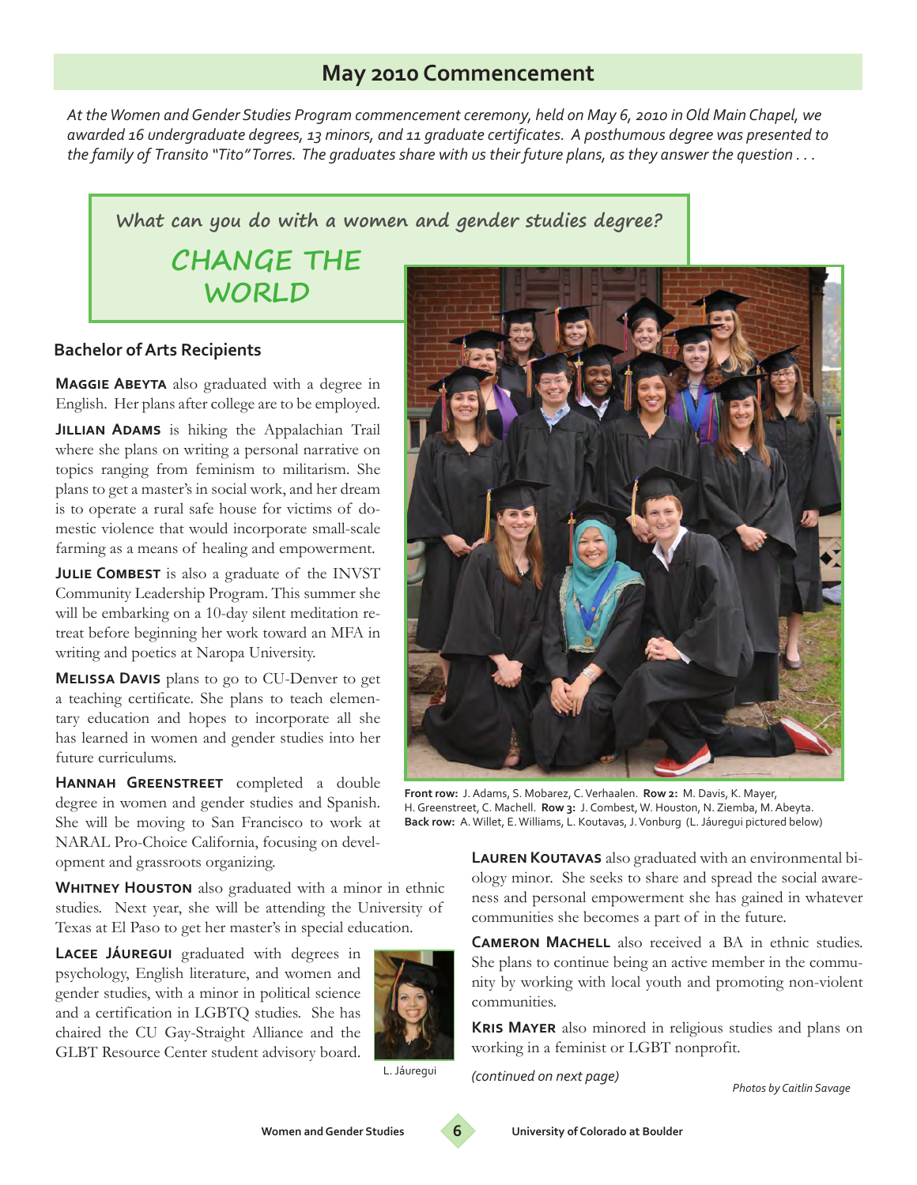## May 2010 Commencement

*At the Women and Gender Studies Program commencement ceremony, held on May 6, 2010 in Old Main Chapel, we awarded 16 undergraduate degrees, 13 minors, and 11 graduate certificates. A posthumous degree was presented to the family of Transito "Tito" Torres. The graduates share with us their future plans, as they answer the question . . .*

**What can you do with a women and gender studies degree?**

**CHANGE THE WORLD**

### Bachelor of Arts Recipients

**Maggie Abeyta** also graduated with a degree in English. Her plans after college are to be employed.

**Jillian Adams** is hiking the Appalachian Trail where she plans on writing a personal narrative on topics ranging from feminism to militarism. She plans to get a master's in social work, and her dream is to operate a rural safe house for victims of domestic violence that would incorporate small-scale farming as a means of healing and empowerment.

**Julie Combest** is also a graduate of the INVST Community Leadership Program. This summer she will be embarking on a 10-day silent meditation retreat before beginning her work toward an MFA in writing and poetics at Naropa University.

**Melissa Davis** plans to go to CU-Denver to get a teaching certificate. She plans to teach elementary education and hopes to incorporate all she has learned in women and gender studies into her future curriculums.

**Hannah Greenstreet** completed a double degree in women and gender studies and Spanish. She will be moving to San Francisco to work at NARAL Pro-Choice California, focusing on development and grassroots organizing.

**Whitney Houston** also graduated with a minor in ethnic studies. Next year, she will be attending the University of Texas at El Paso to get her master's in special education.

**Lacee Jáuregui** graduated with degrees in psychology, English literature, and women and gender studies, with a minor in political science and a certification in LGBTQ studies. She has chaired the CU Gay-Straight Alliance and the GLBT Resource Center student advisory board.

L. Jáuregui

**Front row:** J. Adams, S. Mobarez, C. Verhaalen. **Row 2:** M. Davis, K. Mayer, H. Greenstreet, C. Machell. **Row 3:** J. Combest, W. Houston, N. Ziemba, M. Abeyta. **Back row:** A. Willet, E. Williams, L. Koutavas, J. Vonburg (L. Jáuregui pictured below)

**Lauren Koutavas** also graduated with an environmental biology minor. She seeks to share and spread the social awareness and personal empowerment she has gained in whatever communities she becomes a part of in the future.

**Cameron Machell** also received a BA in ethnic studies. She plans to continue being an active member in the community by working with local youth and promoting non-violent communities.

**Kris Mayer** also minored in religious studies and plans on working in a feminist or LGBT nonprofit.

*(continued on next page)*

*Photos by Caitlin Savage*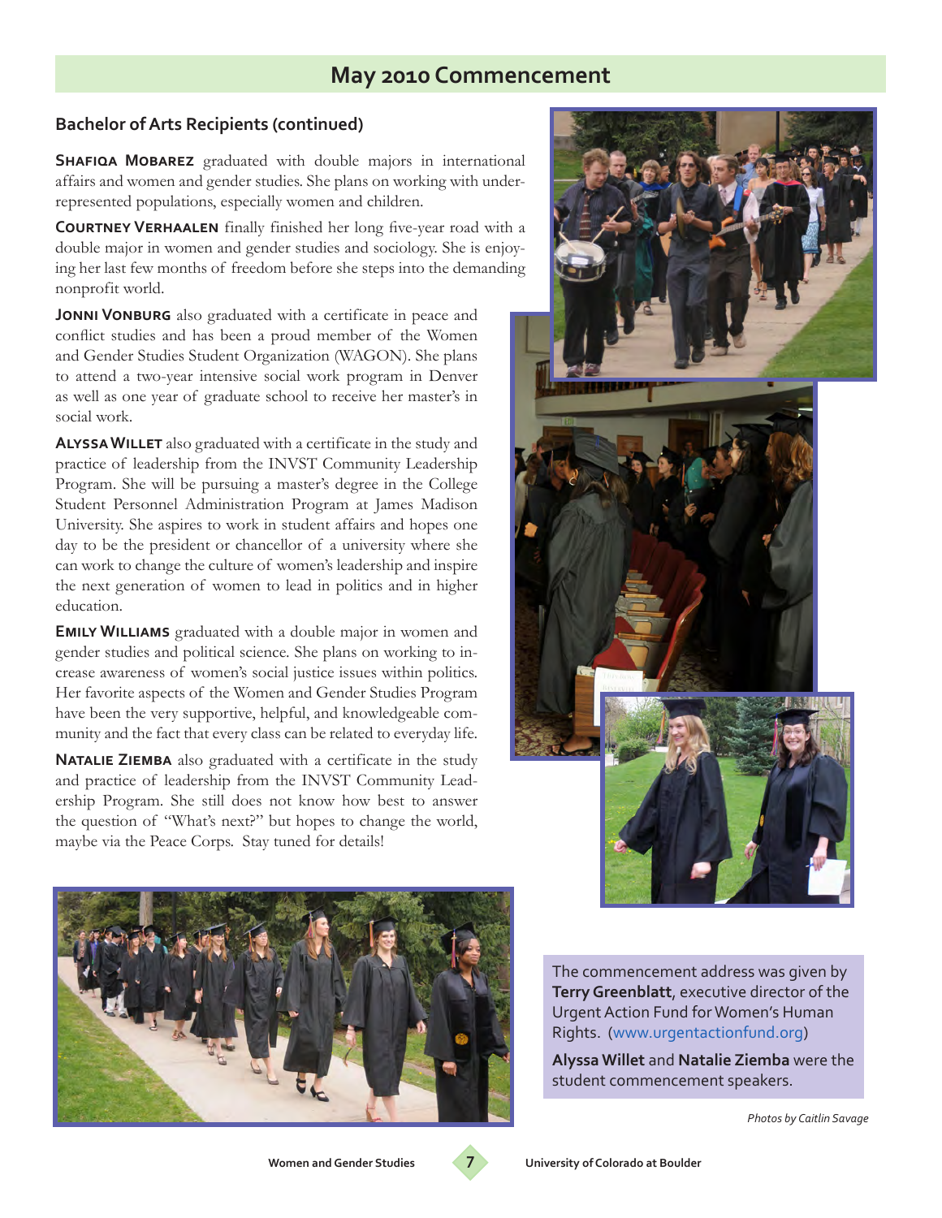## May 2010 Commencement

### Bachelor of Arts Recipients (continued)

**Shafiqa Mobarez** graduated with double majors in international affairs and women and gender studies. She plans on working with under-represented populations, especially women and children.

**Courtney Verhaalen** finally finished her long five-year road with a double major in women and gender studies and sociology. She is enjoying her last few months of freedom before she steps into the demanding nonprofit world.

**Jonni Vonburg** also graduated with a certificate in peace and conflict studies and has been a proud member of the Women and Gender Studies Student Organization (WAGON). She plans to attend a two-year intensive social work program in Denver as well as one year of graduate school to receive her master's in social work.

**Alyssa Willet** also graduated with a certificate in the study and practice of leadership from the INVST Community Leadership Program. She will be pursuing a master's degree in the College Student Personnel Administration Program at James Madison University. She aspires to work in student affairs and hopes one day to be the president or chancellor of a university where she can work to change the culture of women's leadership and inspire the next generation of women to lead in politics and in higher education.

**Emily Williams** graduated with a double major in women and gender studies and political science. She plans on working to increase awareness of women's social justice issues within politics. Her favorite aspects of the Women and Gender Studies Program have been the very supportive, helpful, and knowledgeable community and the fact that every class can be related to everyday life.

**Natalie Ziemba** also graduated with a certificate in the study and practice of leadership from the INVST Community Leadership Program. She still does not know how best to answer the question of "What's next?" but hopes to change the world, maybe via the Peace Corps. Stay tuned for details!

The commencement address was given by **Terry Greenblatt**, executive director of the Urgent Action Fund for Women's Human Rights. (www.urgentactionfund.org)

**Alyssa Willet** and **Natalie Ziemba** were the student commencement speakers.

*Photos by Caitlin Savage*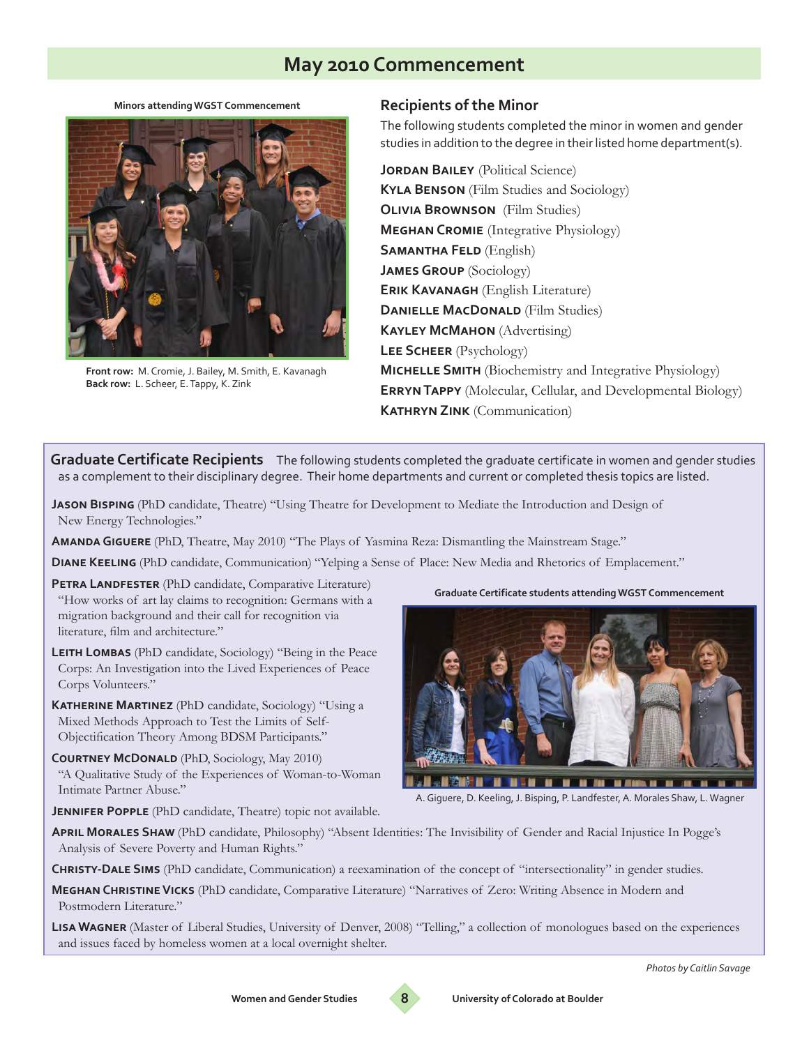# May 2010 Commencement

**Minors attending WGST Commencement**

**Front row:** M. Cromie, J. Bailey, M. Smith, E. Kavanagh
**Back row:** L. Scheer, E. Tappy, K. Zink

## Recipients of the Minor

The following students completed the minor in women and gender studies in addition to the degree in their listed home department(s).

**Jordan Bailey** (Political Science)
**Kyla Benson** (Film Studies and Sociology)
**Olivia Brownson** (Film Studies)
**Meghan Cromie** (Integrative Physiology)
**Samantha Feld** (English)
**James Group** (Sociology)
**Erik Kavanagh** (English Literature)
**Danielle MacDonald** (Film Studies)
**Kayley McMahon** (Advertising)
**Lee Scheer** (Psychology)
**Michelle Smith** (Biochemistry and Integrative Physiology)
**Erryn Tappy** (Molecular, Cellular, and Developmental Biology)
**Kathryn Zink** (Communication)

## Graduate Certificate Recipients

The following students completed the graduate certificate in women and gender studies as a complement to their disciplinary degree. Their home departments and current or completed thesis topics are listed.

**Jason Bisping** (PhD candidate, Theatre) "Using Theatre for Development to Mediate the Introduction and Design of New Energy Technologies."

**Amanda Giguere** (PhD, Theatre, May 2010) "The Plays of Yasmina Reza: Dismantling the Mainstream Stage."

**Diane Keeling** (PhD candidate, Communication) "Yelping a Sense of Place: New Media and Rhetorics of Emplacement."

**Petra Landfester** (PhD candidate, Comparative Literature) "How works of art lay claims to recognition: Germans with a migration background and their call for recognition via literature, film and architecture."

**Leith Lombas** (PhD candidate, Sociology) "Being in the Peace Corps: An Investigation into the Lived Experiences of Peace Corps Volunteers."

**Katherine Martinez** (PhD candidate, Sociology) "Using a Mixed Methods Approach to Test the Limits of Self-Objectification Theory Among BDSM Participants."

**Courtney McDonald** (PhD, Sociology, May 2010) "A Qualitative Study of the Experiences of Woman-to-Woman Intimate Partner Abuse."

**Jennifer Popple** (PhD candidate, Theatre) topic not available.

**April Morales Shaw** (PhD candidate, Philosophy) "Absent Identities: The Invisibility of Gender and Racial Injustice In Pogge's Analysis of Severe Poverty and Human Rights."

**Christy-Dale Sims** (PhD candidate, Communication) a reexamination of the concept of "intersectionality" in gender studies.

**Meghan Christine Vicks** (PhD candidate, Comparative Literature) "Narratives of Zero: Writing Absence in Modern and Postmodern Literature."

**Lisa Wagner** (Master of Liberal Studies, University of Denver, 2008) "Telling," a collection of monologues based on the experiences and issues faced by homeless women at a local overnight shelter.

**Graduate Certificate students attending WGST Commencement**

A. Giguere, D. Keeling, J. Bisping, P. Landfester, A. Morales Shaw, L. Wagner

*Photos by Caitlin Savage*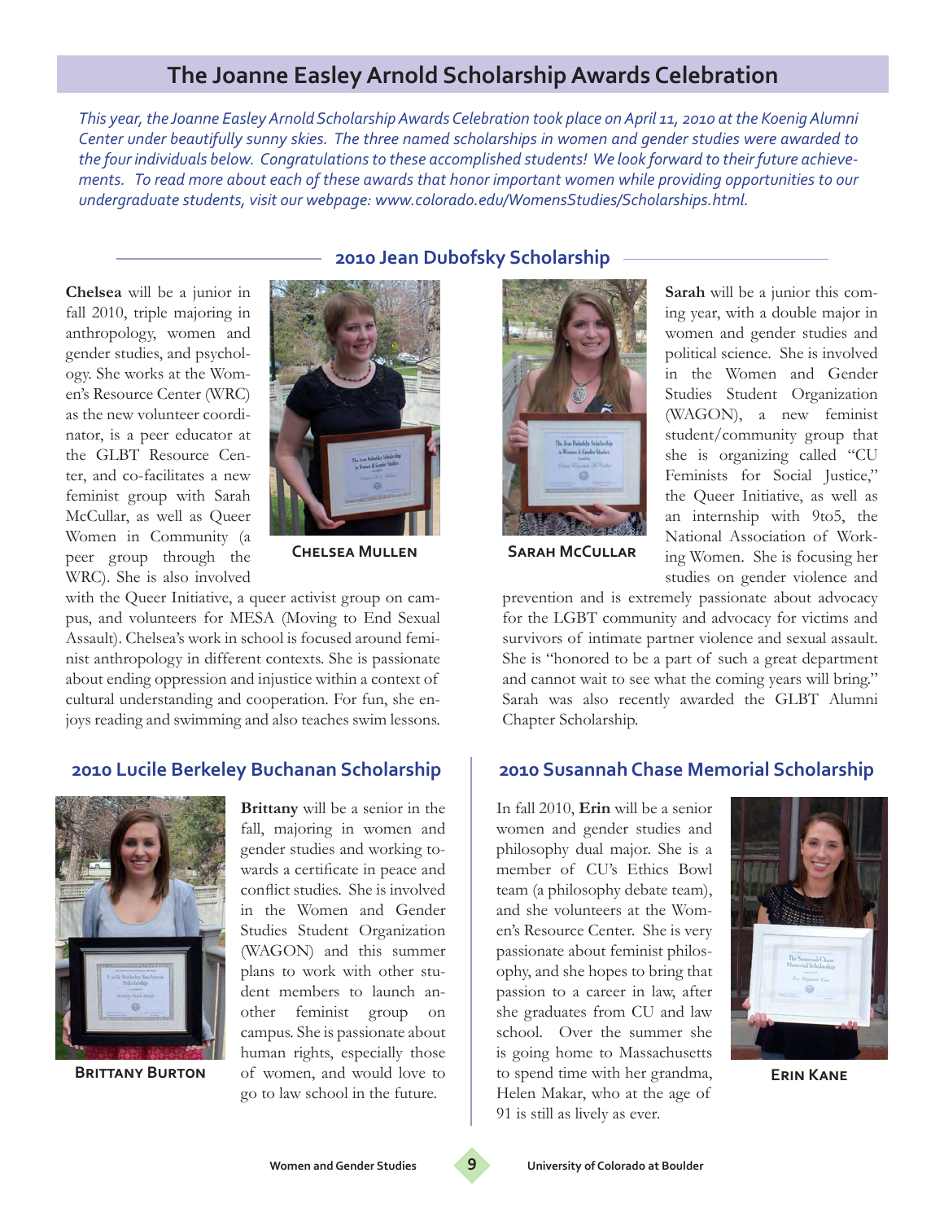## The Joanne Easley Arnold Scholarship Awards Celebration

*This year, the Joanne Easley Arnold Scholarship Awards Celebration took place on April 11, 2010 at the Koenig Alumni Center under beautifully sunny skies. The three named scholarships in women and gender studies were awarded to the four individuals below. Congratulations to these accomplished students! We look forward to their future achievements. To read more about each of these awards that honor important women while providing opportunities to our undergraduate students, visit our webpage: www.colorado.edu/WomensStudies/Scholarships.html.*

### 2010 Jean Dubofsky Scholarship

**Chelsea** will be a junior in fall 2010, triple majoring in anthropology, women and gender studies, and psychology. She works at the Women's Resource Center (WRC) as the new volunteer coordinator, is a peer educator at the GLBT Resource Center, and co-facilitates a new feminist group with Sarah McCullar, as well as Queer Women in Community (a peer group through the WRC). She is also involved with the Queer Initiative, a queer activist group on campus, and volunteers for MESA (Moving to End Sexual Assault). Chelsea's work in school is focused around feminist anthropology in different contexts. She is passionate about ending oppression and injustice within a context of cultural understanding and cooperation. For fun, she enjoys reading and swimming and also teaches swim lessons.

**Chelsea Mullen**

**Sarah** will be a junior this coming year, with a double major in women and gender studies and political science. She is involved in the Women and Gender Studies Student Organization (WAGON), a new feminist student/community group that she is organizing called "CU Feminists for Social Justice," the Queer Initiative, as well as an internship with 9to5, the National Association of Working Women. She is focusing her studies on gender violence and prevention and is extremely passionate about advocacy for the LGBT community and advocacy for victims and survivors of intimate partner violence and sexual assault. She is "honored to be a part of such a great department and cannot wait to see what the coming years will bring." Sarah was also recently awarded the GLBT Alumni Chapter Scholarship.

**Sarah McCullar**

### 2010 Lucile Berkeley Buchanan Scholarship

**Brittany** will be a senior in the fall, majoring in women and gender studies and working towards a certificate in peace and conflict studies. She is involved in the Women and Gender Studies Student Organization (WAGON) and this summer plans to work with other student members to launch another feminist group on campus. She is passionate about human rights, especially those of women, and would love to go to law school in the future.

**Brittany Burton**

### 2010 Susannah Chase Memorial Scholarship

In fall 2010, **Erin** will be a senior women and gender studies and philosophy dual major. She is a member of CU's Ethics Bowl team (a philosophy debate team), and she volunteers at the Women's Resource Center. She is very passionate about feminist philosophy, and she hopes to bring that passion to a career in law, after she graduates from CU and law school. Over the summer she is going home to Massachusetts to spend time with her grandma, Helen Makar, who at the age of 91 is still as lively as ever.

**Erin Kane**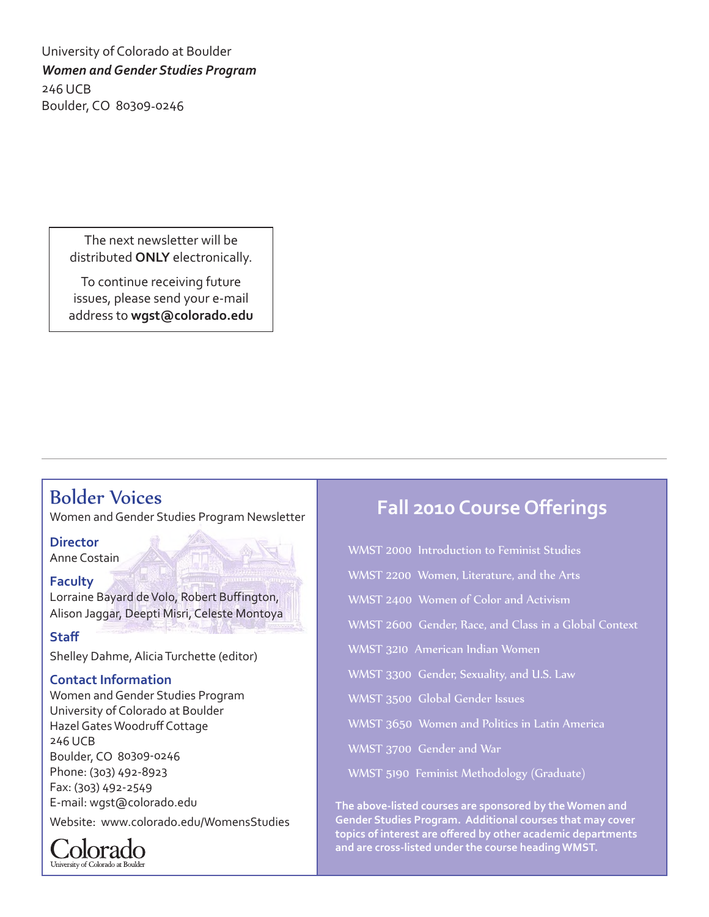University of Colorado at Boulder
***Women and Gender Studies Program***
246 UCB
Boulder, CO 80309-0246

The next newsletter will be distributed **ONLY** electronically.

To continue receiving future issues, please send your e-mail address to **wgst@colorado.edu**

## Bolder Voices

Women and Gender Studies Program Newsletter

**Director**
Anne Costain

**Faculty**
Lorraine Bayard de Volo, Robert Buffington, Alison Jaggar, Deepti Misri, Celeste Montoya

**Staff**
Shelley Dahme, Alicia Turchette (editor)

**Contact Information**
Women and Gender Studies Program
University of Colorado at Boulder
Hazel Gates Woodruff Cottage
246 UCB
Boulder, CO 80309-0246
Phone: (303) 492-8923
Fax: (303) 492-2549
E-mail: wgst@colorado.edu

Website: www.colorado.edu/WomensStudies

Colorado
University of Colorado at Boulder

## Fall 2010 Course Offerings

WMST 2000 Introduction to Feminist Studies

WMST 2200 Women, Literature, and the Arts

WMST 2400 Women of Color and Activism

WMST 2600 Gender, Race, and Class in a Global Context

WMST 3210 American Indian Women

WMST 3300 Gender, Sexuality, and U.S. Law

WMST 3500 Global Gender Issues

WMST 3650 Women and Politics in Latin America

WMST 3700 Gender and War

WMST 5190 Feminist Methodology (Graduate)

**The above-listed courses are sponsored by the Women and Gender Studies Program. Additional courses that may cover topics of interest are offered by other academic departments and are cross-listed under the course heading WMST.**